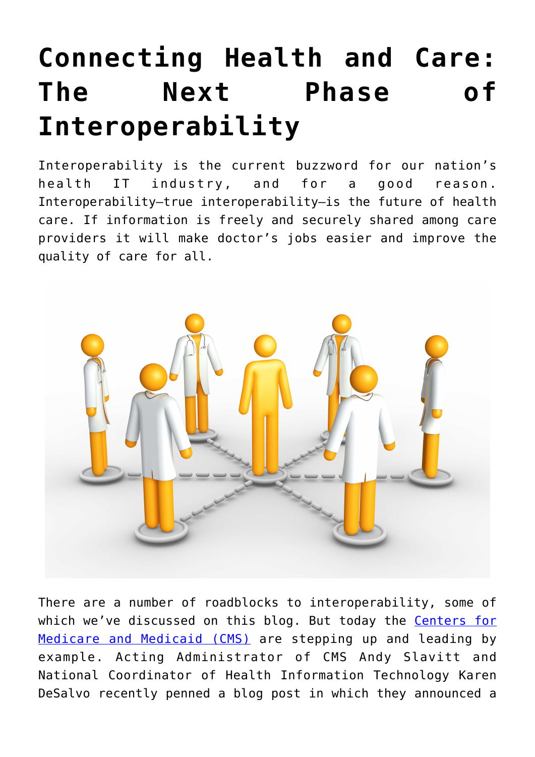# Connecting Health and Care: The Next Phase of Interoperability

Interoperability is the current buzzword for our nation's health IT industry, and for a good reason. Interoperability—true interoperability—is the future of health care. If information is freely and securely shared among care providers it will make doctor's jobs easier and improve the quality of care for all.

There are a number of roadblocks to interoperability, some of which we've discussed on this blog. But today the [Centers for Medicare and Medicaid (CMS)] are stepping up and leading by example. Acting Administrator of CMS Andy Slavitt and National Coordinator of Health Information Technology Karen DeSalvo recently penned a blog post in which they announced a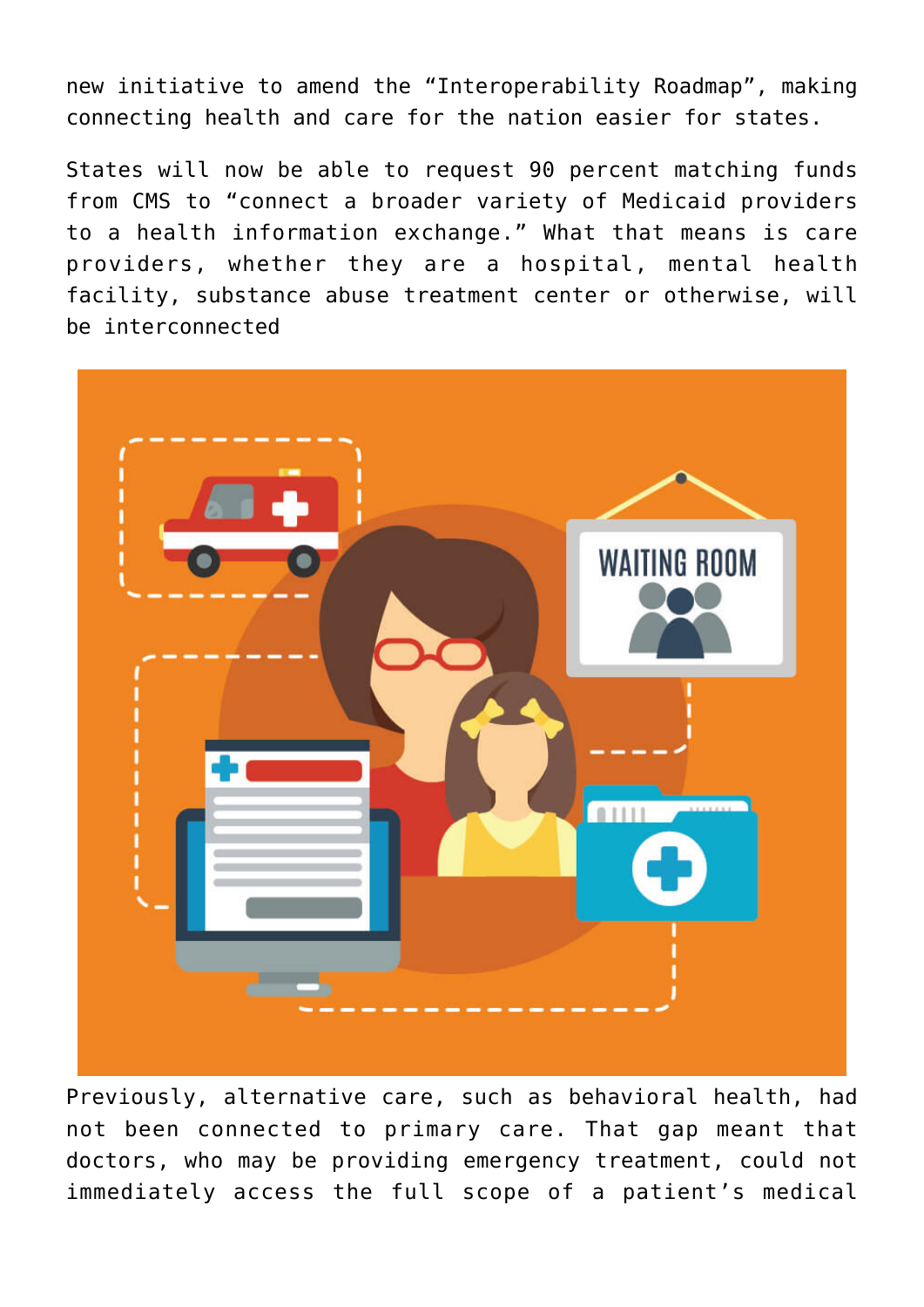new initiative to amend the "Interoperability Roadmap", making connecting health and care for the nation easier for states.

States will now be able to request 90 percent matching funds from CMS to "connect a broader variety of Medicaid providers to a health information exchange." What that means is care providers, whether they are a hospital, mental health facility, substance abuse treatment center or otherwise, will be interconnected

Previously, alternative care, such as behavioral health, had not been connected to primary care. That gap meant that doctors, who may be providing emergency treatment, could not immediately access the full scope of a patient's medical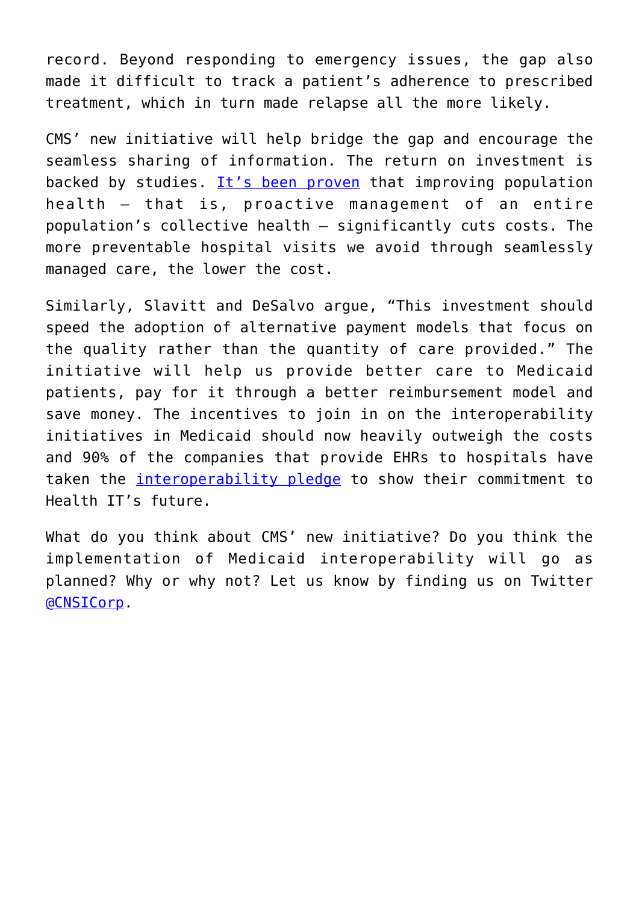record. Beyond responding to emergency issues, the gap also made it difficult to track a patient's adherence to prescribed treatment, which in turn made relapse all the more likely.

CMS' new initiative will help bridge the gap and encourage the seamless sharing of information. The return on investment is backed by studies. It's been proven that improving population health – that is, proactive management of an entire population's collective health – significantly cuts costs. The more preventable hospital visits we avoid through seamlessly managed care, the lower the cost.

Similarly, Slavitt and DeSalvo argue, "This investment should speed the adoption of alternative payment models that focus on the quality rather than the quantity of care provided." The initiative will help us provide better care to Medicaid patients, pay for it through a better reimbursement model and save money. The incentives to join in on the interoperability initiatives in Medicaid should now heavily outweigh the costs and 90% of the companies that provide EHRs to hospitals have taken the interoperability pledge to show their commitment to Health IT's future.

What do you think about CMS' new initiative? Do you think the implementation of Medicaid interoperability will go as planned? Why or why not? Let us know by finding us on Twitter @CNSICorp.